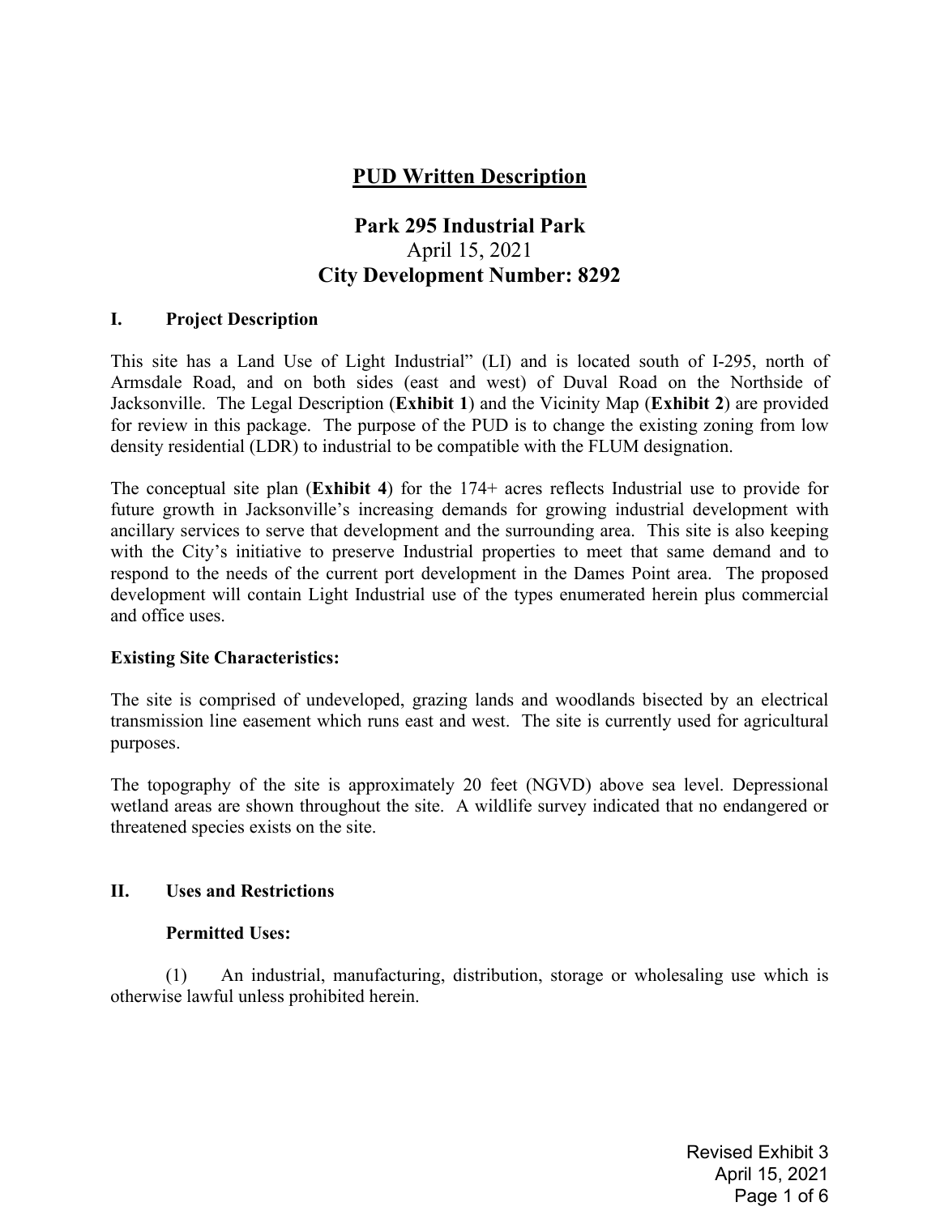# PUD Written Description

## Park 295 Industrial Park

April 15, 2021

**City Development Number: 8292**

### I. Project Description

This site has a Land Use of Light Industrial" (LI) and is located south of I-295, north of Armsdale Road, and on both sides (east and west) of Duval Road on the Northside of Jacksonville. The Legal Description (**Exhibit 1**) and the Vicinity Map (**Exhibit 2**) are provided for review in this package. The purpose of the PUD is to change the existing zoning from low density residential (LDR) to industrial to be compatible with the FLUM designation.

The conceptual site plan (**Exhibit 4**) for the 174+ acres reflects Industrial use to provide for future growth in Jacksonville's increasing demands for growing industrial development with ancillary services to serve that development and the surrounding area. This site is also keeping with the City's initiative to preserve Industrial properties to meet that same demand and to respond to the needs of the current port development in the Dames Point area. The proposed development will contain Light Industrial use of the types enumerated herein plus commercial and office uses.

**Existing Site Characteristics:**

The site is comprised of undeveloped, grazing lands and woodlands bisected by an electrical transmission line easement which runs east and west. The site is currently used for agricultural purposes.

The topography of the site is approximately 20 feet (NGVD) above sea level. Depressional wetland areas are shown throughout the site. A wildlife survey indicated that no endangered or threatened species exists on the site.

### II. Uses and Restrictions

**Permitted Uses:**

(1) An industrial, manufacturing, distribution, storage or wholesaling use which is otherwise lawful unless prohibited herein.

Revised Exhibit 3
April 15, 2021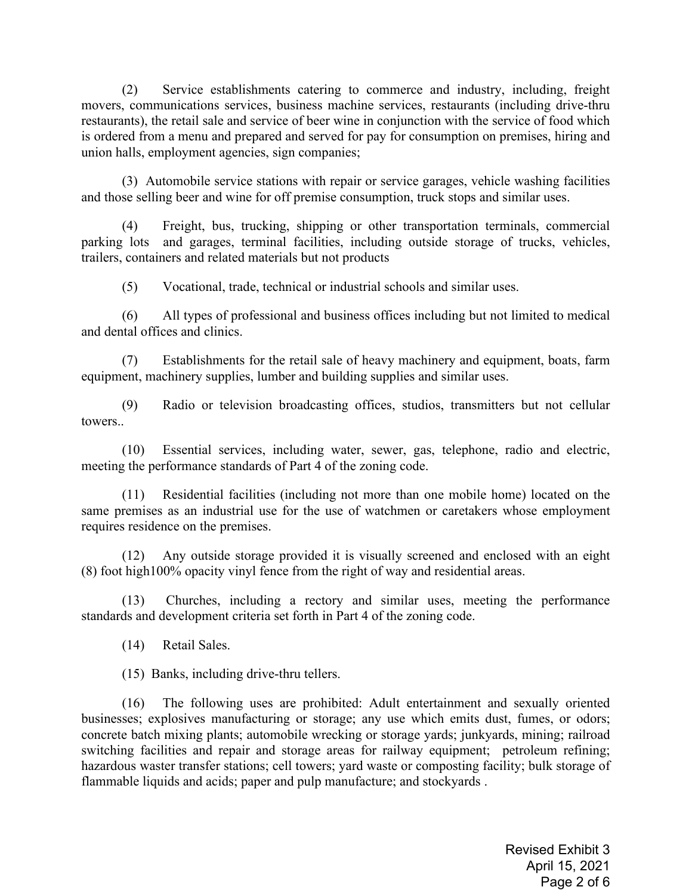(2) Service establishments catering to commerce and industry, including, freight movers, communications services, business machine services, restaurants (including drive-thru restaurants), the retail sale and service of beer wine in conjunction with the service of food which is ordered from a menu and prepared and served for pay for consumption on premises, hiring and union halls, employment agencies, sign companies;

(3) Automobile service stations with repair or service garages, vehicle washing facilities and those selling beer and wine for off premise consumption, truck stops and similar uses.

(4) Freight, bus, trucking, shipping or other transportation terminals, commercial parking lots and garages, terminal facilities, including outside storage of trucks, vehicles, trailers, containers and related materials but not products

(5) Vocational, trade, technical or industrial schools and similar uses.

(6) All types of professional and business offices including but not limited to medical and dental offices and clinics.

(7) Establishments for the retail sale of heavy machinery and equipment, boats, farm equipment, machinery supplies, lumber and building supplies and similar uses.

(9) Radio or television broadcasting offices, studios, transmitters but not cellular towers..

(10) Essential services, including water, sewer, gas, telephone, radio and electric, meeting the performance standards of Part 4 of the zoning code.

(11) Residential facilities (including not more than one mobile home) located on the same premises as an industrial use for the use of watchmen or caretakers whose employment requires residence on the premises.

(12) Any outside storage provided it is visually screened and enclosed with an eight (8) foot high100% opacity vinyl fence from the right of way and residential areas.

(13) Churches, including a rectory and similar uses, meeting the performance standards and development criteria set forth in Part 4 of the zoning code.

(14) Retail Sales.

(15) Banks, including drive-thru tellers.

(16) The following uses are prohibited: Adult entertainment and sexually oriented businesses; explosives manufacturing or storage; any use which emits dust, fumes, or odors; concrete batch mixing plants; automobile wrecking or storage yards; junkyards, mining; railroad switching facilities and repair and storage areas for railway equipment; petroleum refining; hazardous waster transfer stations; cell towers; yard waste or composting facility; bulk storage of flammable liquids and acids; paper and pulp manufacture; and stockyards .

Revised Exhibit 3
April 15, 2021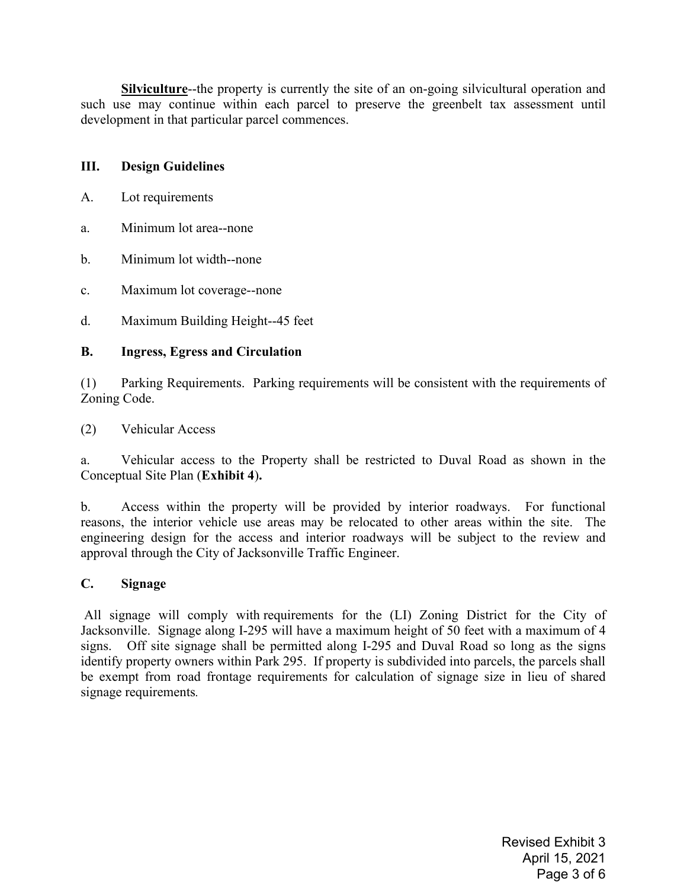**<u>Silviculture</u>**--the property is currently the site of an on-going silvicultural operation and such use may continue within each parcel to preserve the greenbelt tax assessment until development in that particular parcel commences.

## III. Design Guidelines

A. Lot requirements

a. Minimum lot area--none

b. Minimum lot width--none

c. Maximum lot coverage--none

d. Maximum Building Height--45 feet

### B. Ingress, Egress and Circulation

(1) Parking Requirements. Parking requirements will be consistent with the requirements of Zoning Code.

(2) Vehicular Access

a. Vehicular access to the Property shall be restricted to Duval Road as shown in the Conceptual Site Plan (**Exhibit 4**).

b. Access within the property will be provided by interior roadways. For functional reasons, the interior vehicle use areas may be relocated to other areas within the site. The engineering design for the access and interior roadways will be subject to the review and approval through the City of Jacksonville Traffic Engineer.

### C. Signage

All signage will comply with requirements for the (LI) Zoning District for the City of Jacksonville. Signage along I-295 will have a maximum height of 50 feet with a maximum of 4 signs. Off site signage shall be permitted along I-295 and Duval Road so long as the signs identify property owners within Park 295. If property is subdivided into parcels, the parcels shall be exempt from road frontage requirements for calculation of signage size in lieu of shared signage requirements.

Revised Exhibit 3
April 15, 2021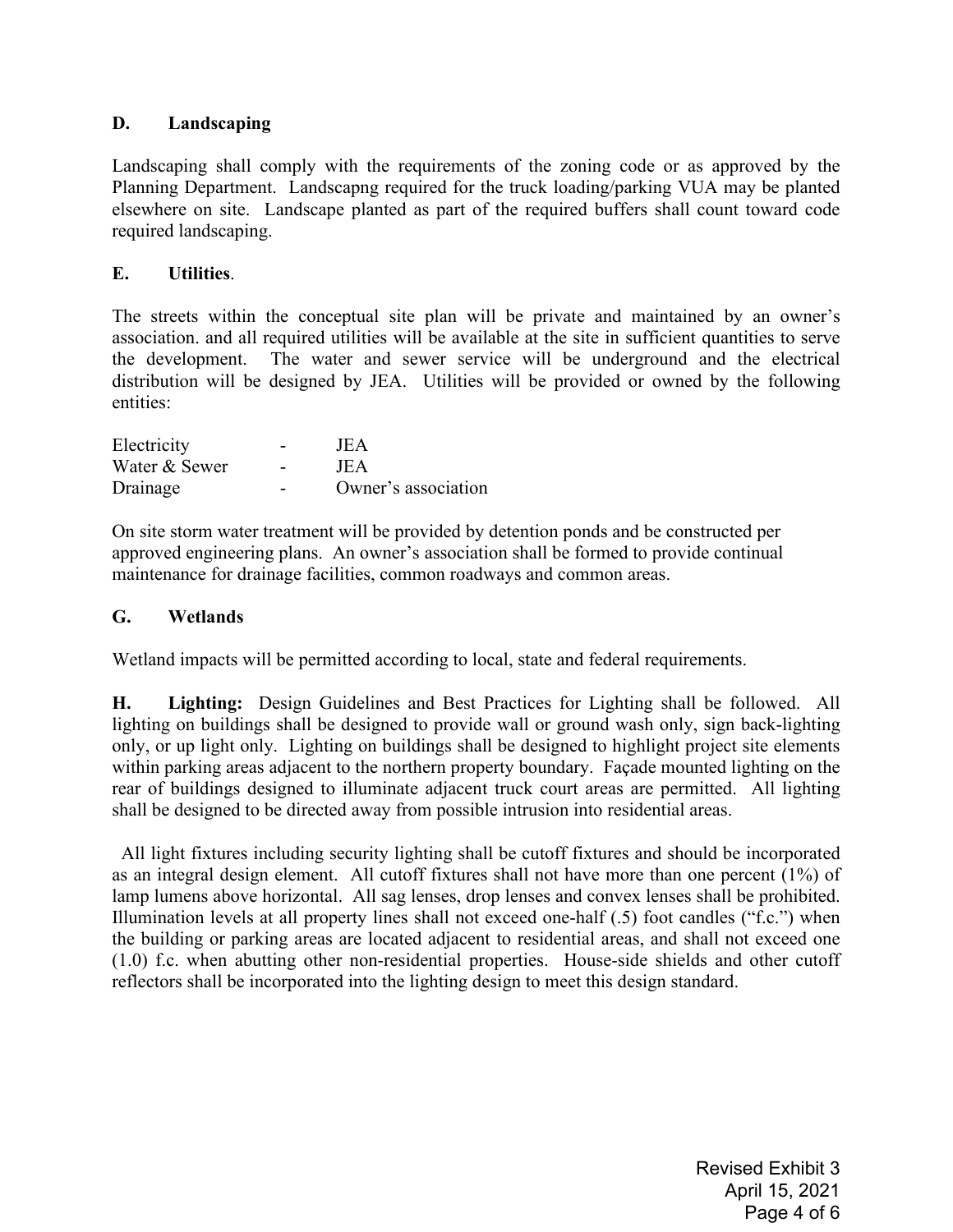### D. Landscaping

Landscaping shall comply with the requirements of the zoning code or as approved by the Planning Department. Landscapng required for the truck loading/parking VUA may be planted elsewhere on site. Landscape planted as part of the required buffers shall count toward code required landscaping.

### E. Utilities.

The streets within the conceptual site plan will be private and maintained by an owner's association. and all required utilities will be available at the site in sufficient quantities to serve the development. The water and sewer service will be underground and the electrical distribution will be designed by JEA. Utilities will be provided or owned by the following entities:

| | | |
|---|---|---|
| Electricity | - | JEA |
| Water & Sewer | - | JEA |
| Drainage | - | Owner's association |

On site storm water treatment will be provided by detention ponds and be constructed per approved engineering plans. An owner's association shall be formed to provide continual maintenance for drainage facilities, common roadways and common areas.

### G. Wetlands

Wetland impacts will be permitted according to local, state and federal requirements.

**H. Lighting:** Design Guidelines and Best Practices for Lighting shall be followed. All lighting on buildings shall be designed to provide wall or ground wash only, sign back-lighting only, or up light only. Lighting on buildings shall be designed to highlight project site elements within parking areas adjacent to the northern property boundary. Façade mounted lighting on the rear of buildings designed to illuminate adjacent truck court areas are permitted. All lighting shall be designed to be directed away from possible intrusion into residential areas.

All light fixtures including security lighting shall be cutoff fixtures and should be incorporated as an integral design element. All cutoff fixtures shall not have more than one percent (1%) of lamp lumens above horizontal. All sag lenses, drop lenses and convex lenses shall be prohibited. Illumination levels at all property lines shall not exceed one-half (.5) foot candles ("f.c.") when the building or parking areas are located adjacent to residential areas, and shall not exceed one (1.0) f.c. when abutting other non-residential properties. House-side shields and other cutoff reflectors shall be incorporated into the lighting design to meet this design standard.

Revised Exhibit 3
April 15, 2021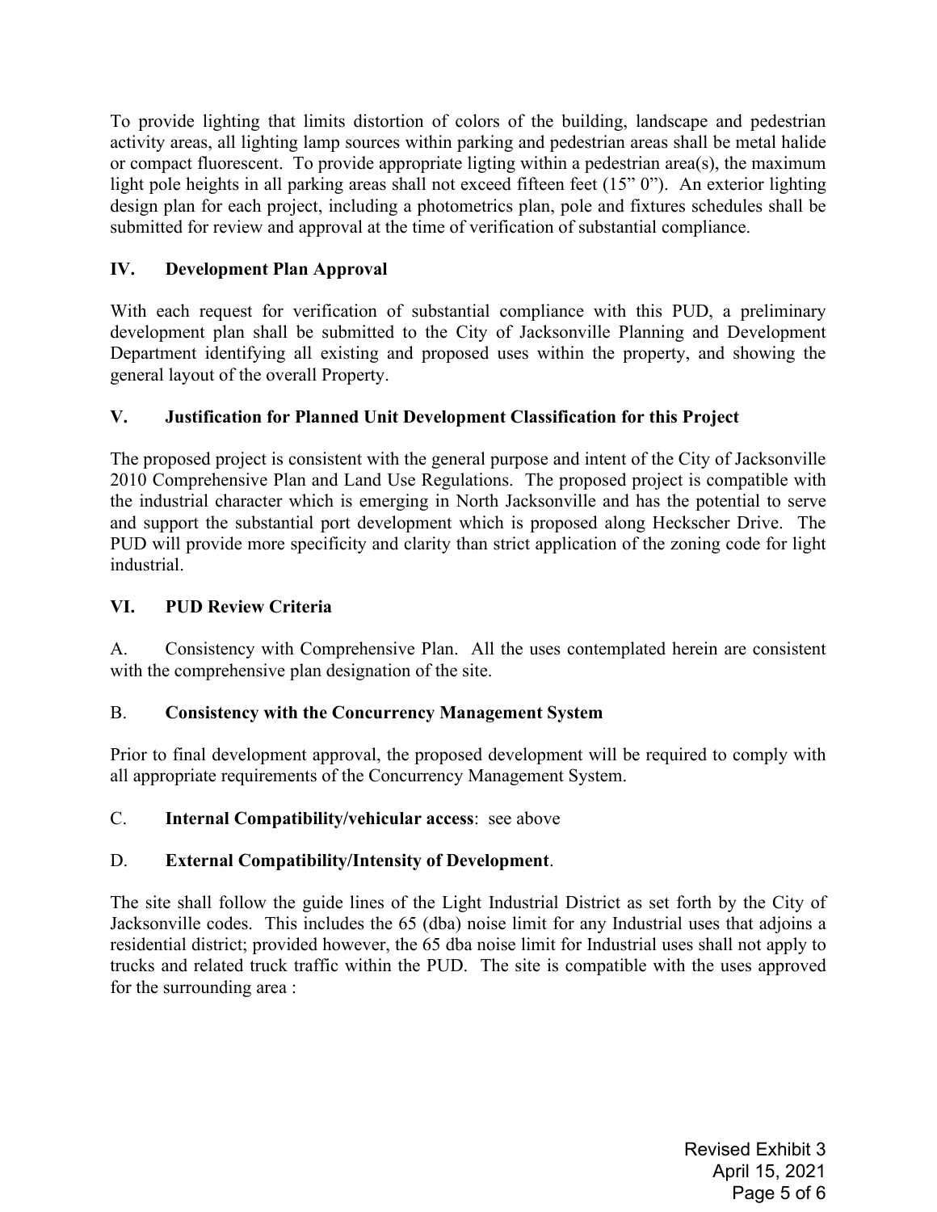To provide lighting that limits distortion of colors of the building, landscape and pedestrian activity areas, all lighting lamp sources within parking and pedestrian areas shall be metal halide or compact fluorescent. To provide appropriate ligting within a pedestrian area(s), the maximum light pole heights in all parking areas shall not exceed fifteen feet (15" 0"). An exterior lighting design plan for each project, including a photometrics plan, pole and fixtures schedules shall be submitted for review and approval at the time of verification of substantial compliance.

## IV. Development Plan Approval

With each request for verification of substantial compliance with this PUD, a preliminary development plan shall be submitted to the City of Jacksonville Planning and Development Department identifying all existing and proposed uses within the property, and showing the general layout of the overall Property.

## V. Justification for Planned Unit Development Classification for this Project

The proposed project is consistent with the general purpose and intent of the City of Jacksonville 2010 Comprehensive Plan and Land Use Regulations. The proposed project is compatible with the industrial character which is emerging in North Jacksonville and has the potential to serve and support the substantial port development which is proposed along Heckscher Drive. The PUD will provide more specificity and clarity than strict application of the zoning code for light industrial.

## VI. PUD Review Criteria

A. Consistency with Comprehensive Plan. All the uses contemplated herein are consistent with the comprehensive plan designation of the site.

B. **Consistency with the Concurrency Management System**

Prior to final development approval, the proposed development will be required to comply with all appropriate requirements of the Concurrency Management System.

C. **Internal Compatibility/vehicular access**: see above

D. **External Compatibility/Intensity of Development**.

The site shall follow the guide lines of the Light Industrial District as set forth by the City of Jacksonville codes. This includes the 65 (dba) noise limit for any Industrial uses that adjoins a residential district; provided however, the 65 dba noise limit for Industrial uses shall not apply to trucks and related truck traffic within the PUD. The site is compatible with the uses approved for the surrounding area :

Revised Exhibit 3
April 15, 2021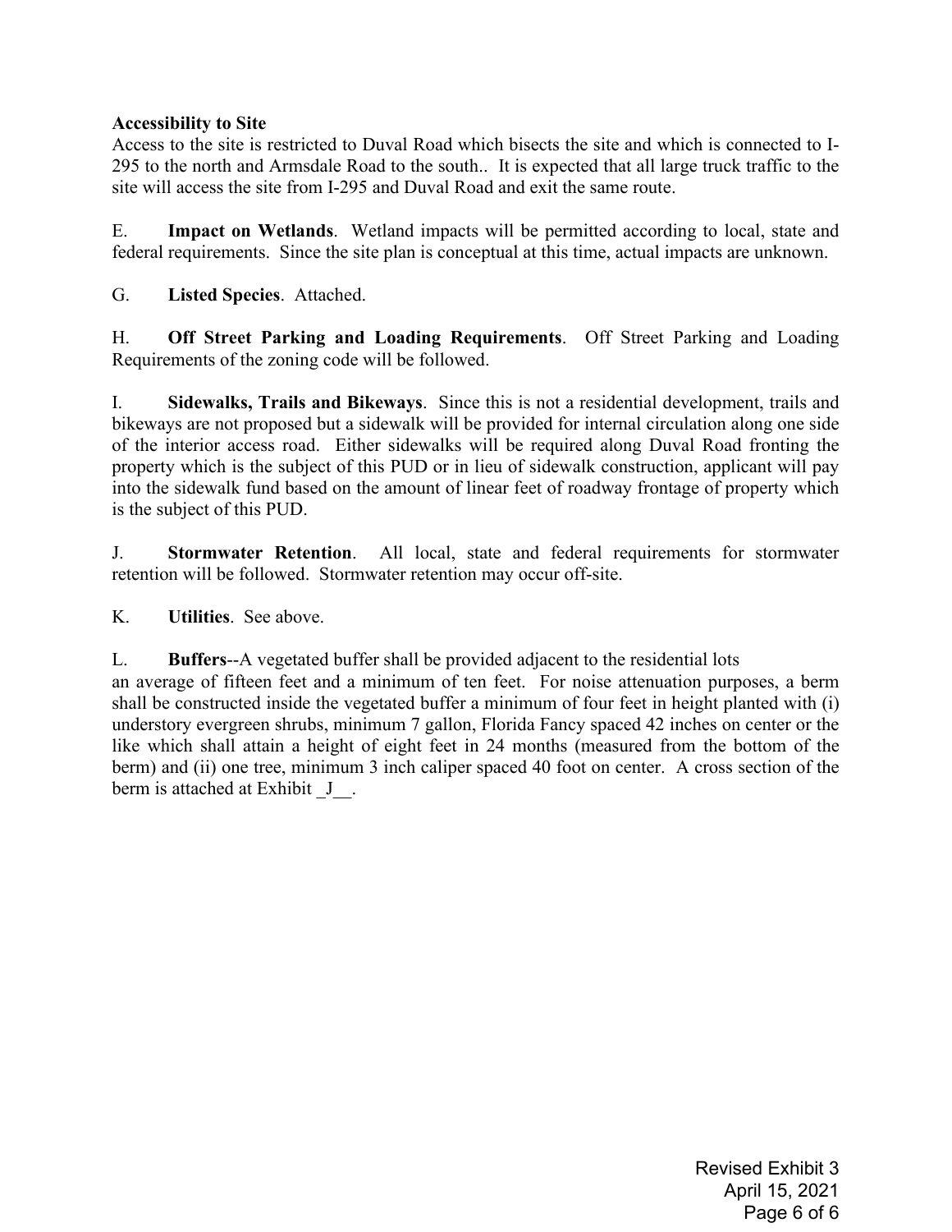**Accessibility to Site**
Access to the site is restricted to Duval Road which bisects the site and which is connected to I-295 to the north and Armsdale Road to the south.. It is expected that all large truck traffic to the site will access the site from I-295 and Duval Road and exit the same route.

E. **Impact on Wetlands**. Wetland impacts will be permitted according to local, state and federal requirements. Since the site plan is conceptual at this time, actual impacts are unknown.

G. **Listed Species**. Attached.

H. **Off Street Parking and Loading Requirements**. Off Street Parking and Loading Requirements of the zoning code will be followed.

I. **Sidewalks, Trails and Bikeways**. Since this is not a residential development, trails and bikeways are not proposed but a sidewalk will be provided for internal circulation along one side of the interior access road. Either sidewalks will be required along Duval Road fronting the property which is the subject of this PUD or in lieu of sidewalk construction, applicant will pay into the sidewalk fund based on the amount of linear feet of roadway frontage of property which is the subject of this PUD.

J. **Stormwater Retention**. All local, state and federal requirements for stormwater retention will be followed. Stormwater retention may occur off-site.

K. **Utilities**. See above.

L. **Buffers**--A vegetated buffer shall be provided adjacent to the residential lots an average of fifteen feet and a minimum of ten feet. For noise attenuation purposes, a berm shall be constructed inside the vegetated buffer a minimum of four feet in height planted with (i) understory evergreen shrubs, minimum 7 gallon, Florida Fancy spaced 42 inches on center or the like which shall attain a height of eight feet in 24 months (measured from the bottom of the berm) and (ii) one tree, minimum 3 inch caliper spaced 40 foot on center. A cross section of the berm is attached at Exhibit _J__.

Revised Exhibit 3
April 15, 2021